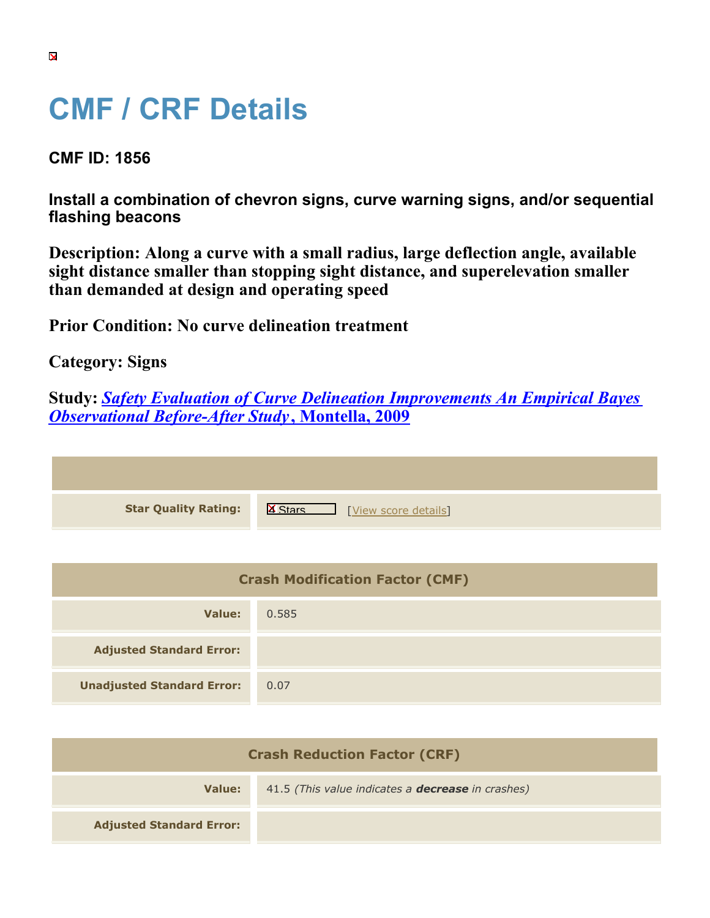# CMF / CRF Details

**CMF ID: 1856**

**Install a combination of chevron signs, curve warning signs, and/or sequential flashing beacons**

**Description: Along a curve with a small radius, large deflection angle, available sight distance smaller than stopping sight distance, and superelevation smaller than demanded at design and operating speed**

**Prior Condition: No curve delineation treatment**

**Category: Signs**

**Study: *Safety Evaluation of Curve Delineation Improvements An Empirical Bayes Observational Before-After Study*, Montella, 2009**

| | |
|---|---|
| **Star Quality Rating:** | 4 Stars [View score details] |

| Crash Modification Factor (CMF) | |
|---|---|
| **Value:** | 0.585 |
| **Adjusted Standard Error:** | |
| **Unadjusted Standard Error:** | 0.07 |

| Crash Reduction Factor (CRF) | |
|---|---|
| **Value:** | 41.5 *(This value indicates a **decrease** in crashes)* |
| **Adjusted Standard Error:** | |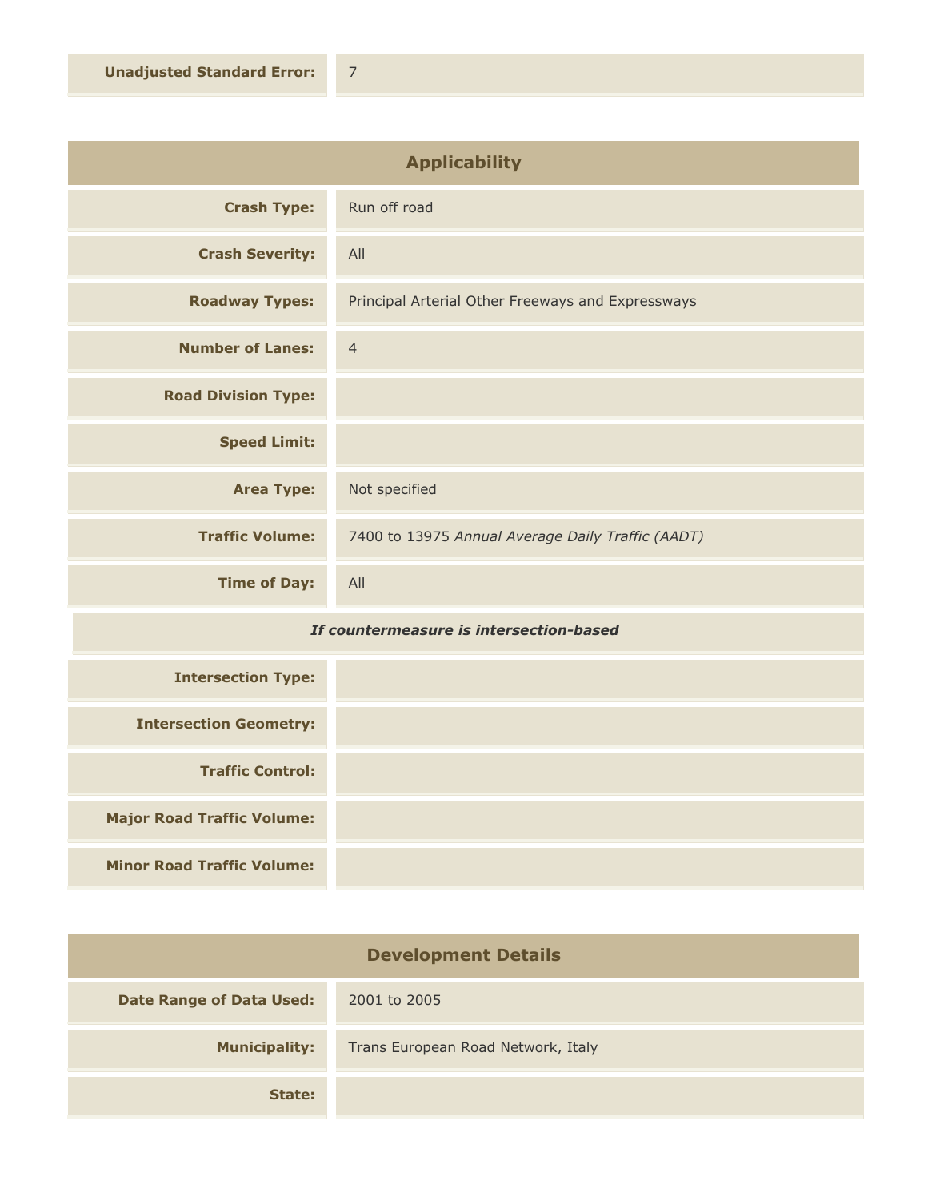| | |
|---|---|
| **Unadjusted Standard Error:** | 7 |

## Applicability

| | |
|---|---|
| **Crash Type:** | Run off road |
| **Crash Severity:** | All |
| **Roadway Types:** | Principal Arterial Other Freeways and Expressways |
| **Number of Lanes:** | 4 |
| **Road Division Type:** | |
| **Speed Limit:** | |
| **Area Type:** | Not specified |
| **Traffic Volume:** | 7400 to 13975 *Annual Average Daily Traffic (AADT)* |
| **Time of Day:** | All |

***If countermeasure is intersection-based***

| | |
|---|---|
| **Intersection Type:** | |
| **Intersection Geometry:** | |
| **Traffic Control:** | |
| **Major Road Traffic Volume:** | |
| **Minor Road Traffic Volume:** | |

## Development Details

| | |
|---|---|
| **Date Range of Data Used:** | 2001 to 2005 |
| **Municipality:** | Trans European Road Network, Italy |
| **State:** | |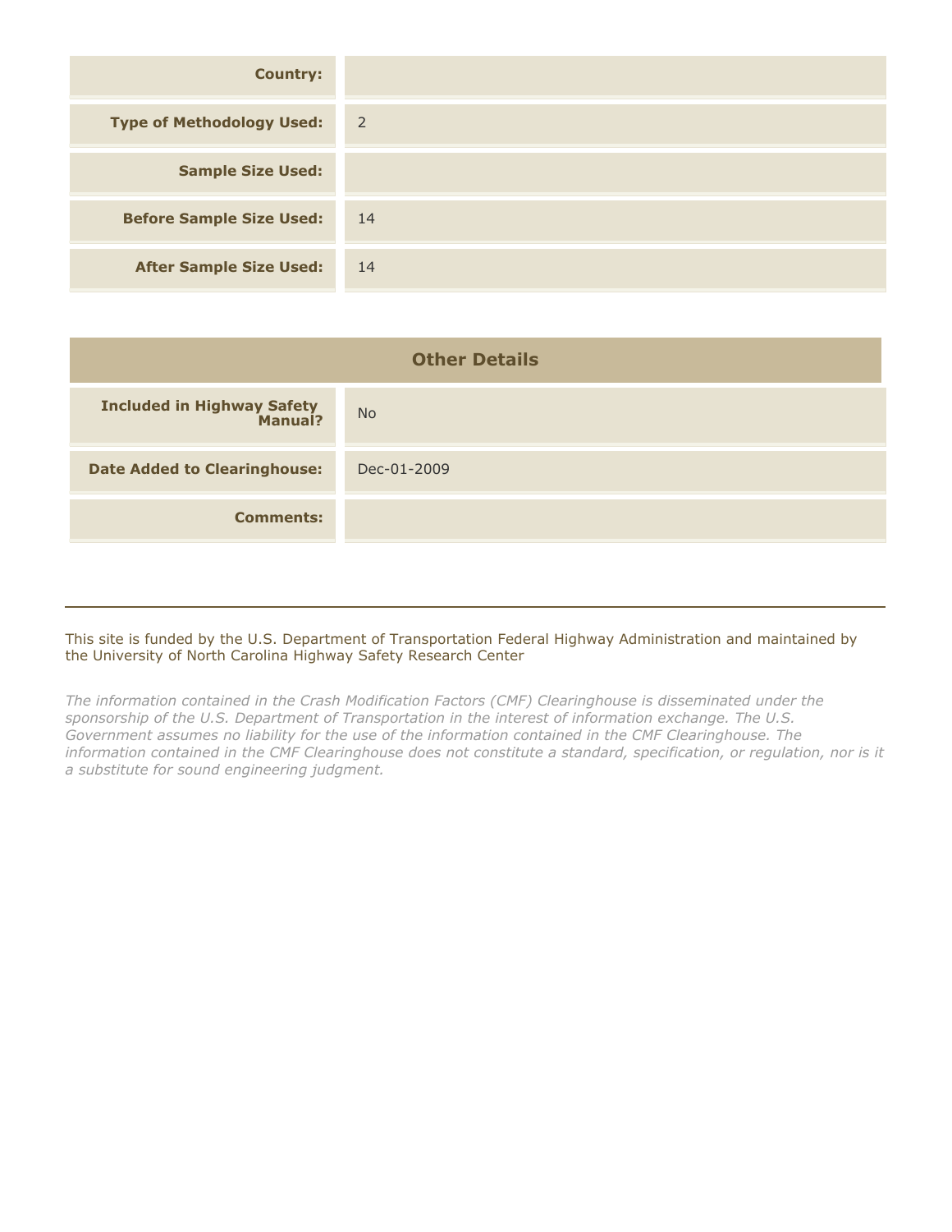| | |
|---|---|
| **Country:** | |
| **Type of Methodology Used:** | 2 |
| **Sample Size Used:** | |
| **Before Sample Size Used:** | 14 |
| **After Sample Size Used:** | 14 |

## Other Details

| | |
|---|---|
| **Included in Highway Safety Manual?** | No |
| **Date Added to Clearinghouse:** | Dec-01-2009 |
| **Comments:** | |

---

This site is funded by the U.S. Department of Transportation Federal Highway Administration and maintained by the University of North Carolina Highway Safety Research Center

*The information contained in the Crash Modification Factors (CMF) Clearinghouse is disseminated under the sponsorship of the U.S. Department of Transportation in the interest of information exchange. The U.S. Government assumes no liability for the use of the information contained in the CMF Clearinghouse. The information contained in the CMF Clearinghouse does not constitute a standard, specification, or regulation, nor is it a substitute for sound engineering judgment.*